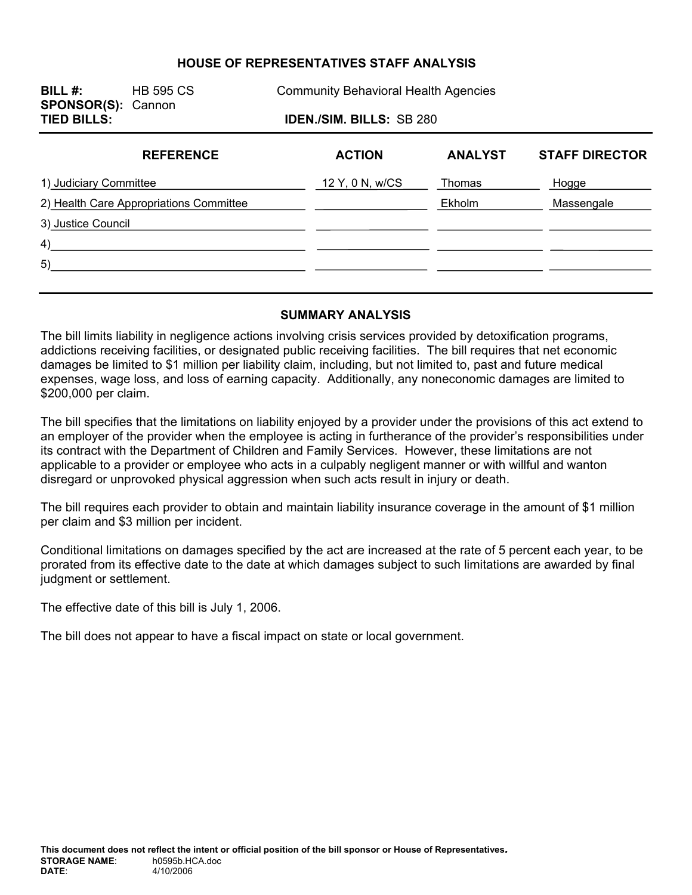# HOUSE OF REPRESENTATIVES STAFF ANALYSIS

**BILL #:** HB 595 CS Community Behavioral Health Agencies
**SPONSOR(S):** Cannon
**TIED BILLS:** **IDEN./SIM. BILLS:** SB 280

| REFERENCE | ACTION | ANALYST | STAFF DIRECTOR |
|---|---|---|---|
| 1) Judiciary Committee | 12 Y, 0 N, w/CS | Thomas | Hogge |
| 2) Health Care Appropriations Committee | | Ekholm | Massengale |
| 3) Justice Council | | | |
| 4) | | | |
| 5) | | | |

## SUMMARY ANALYSIS

The bill limits liability in negligence actions involving crisis services provided by detoxification programs, addictions receiving facilities, or designated public receiving facilities. The bill requires that net economic damages be limited to $1 million per liability claim, including, but not limited to, past and future medical expenses, wage loss, and loss of earning capacity. Additionally, any noneconomic damages are limited to $200,000 per claim.

The bill specifies that the limitations on liability enjoyed by a provider under the provisions of this act extend to an employer of the provider when the employee is acting in furtherance of the provider's responsibilities under its contract with the Department of Children and Family Services. However, these limitations are not applicable to a provider or employee who acts in a culpably negligent manner or with willful and wanton disregard or unprovoked physical aggression when such acts result in injury or death.

The bill requires each provider to obtain and maintain liability insurance coverage in the amount of $1 million per claim and $3 million per incident.

Conditional limitations on damages specified by the act are increased at the rate of 5 percent each year, to be prorated from its effective date to the date at which damages subject to such limitations are awarded by final judgment or settlement.

The effective date of this bill is July 1, 2006.

The bill does not appear to have a fiscal impact on state or local government.

**This document does not reflect the intent or official position of the bill sponsor or House of Representatives.**
**STORAGE NAME**: h0595b.HCA.doc
**DATE**: 4/10/2006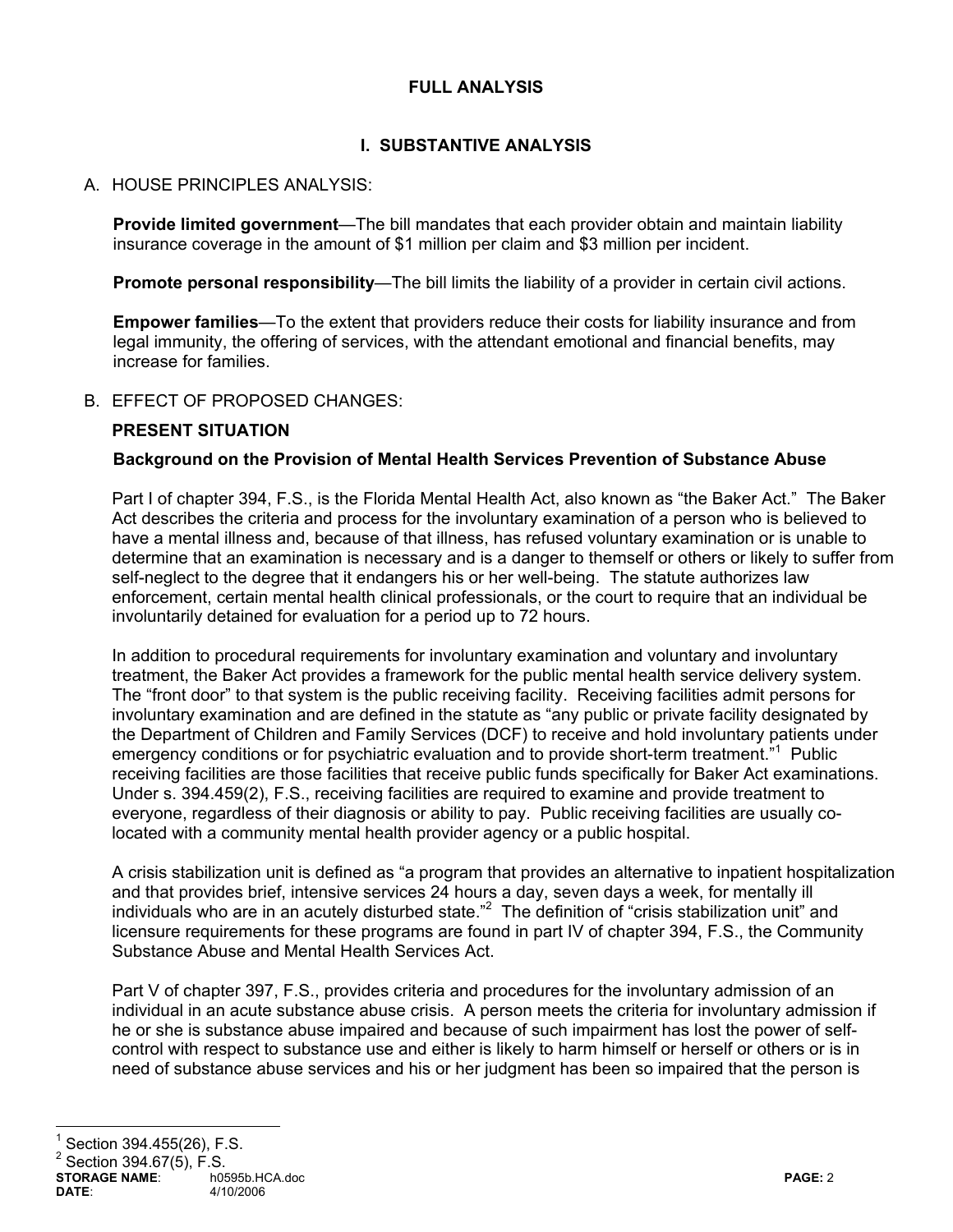## FULL ANALYSIS

## I. SUBSTANTIVE ANALYSIS

A. HOUSE PRINCIPLES ANALYSIS:

**Provide limited government**—The bill mandates that each provider obtain and maintain liability insurance coverage in the amount of $1 million per claim and $3 million per incident.

**Promote personal responsibility**—The bill limits the liability of a provider in certain civil actions.

**Empower families**—To the extent that providers reduce their costs for liability insurance and from legal immunity, the offering of services, with the attendant emotional and financial benefits, may increase for families.

B. EFFECT OF PROPOSED CHANGES:

**PRESENT SITUATION**

**Background on the Provision of Mental Health Services Prevention of Substance Abuse**

Part I of chapter 394, F.S., is the Florida Mental Health Act, also known as "the Baker Act." The Baker Act describes the criteria and process for the involuntary examination of a person who is believed to have a mental illness and, because of that illness, has refused voluntary examination or is unable to determine that an examination is necessary and is a danger to themself or others or likely to suffer from self-neglect to the degree that it endangers his or her well-being. The statute authorizes law enforcement, certain mental health clinical professionals, or the court to require that an individual be involuntarily detained for evaluation for a period up to 72 hours.

In addition to procedural requirements for involuntary examination and voluntary and involuntary treatment, the Baker Act provides a framework for the public mental health service delivery system. The "front door" to that system is the public receiving facility. Receiving facilities admit persons for involuntary examination and are defined in the statute as "any public or private facility designated by the Department of Children and Family Services (DCF) to receive and hold involuntary patients under emergency conditions or for psychiatric evaluation and to provide short-term treatment."[1] Public receiving facilities are those facilities that receive public funds specifically for Baker Act examinations. Under s. 394.459(2), F.S., receiving facilities are required to examine and provide treatment to everyone, regardless of their diagnosis or ability to pay. Public receiving facilities are usually co-located with a community mental health provider agency or a public hospital.

A crisis stabilization unit is defined as "a program that provides an alternative to inpatient hospitalization and that provides brief, intensive services 24 hours a day, seven days a week, for mentally ill individuals who are in an acutely disturbed state."[2] The definition of "crisis stabilization unit" and licensure requirements for these programs are found in part IV of chapter 394, F.S., the Community Substance Abuse and Mental Health Services Act.

Part V of chapter 397, F.S., provides criteria and procedures for the involuntary admission of an individual in an acute substance abuse crisis. A person meets the criteria for involuntary admission if he or she is substance abuse impaired and because of such impairment has lost the power of self-control with respect to substance use and either is likely to harm himself or herself or others or is in need of substance abuse services and his or her judgment has been so impaired that the person is

[1] Section 394.455(26), F.S.

[2] Section 394.67(5), F.S.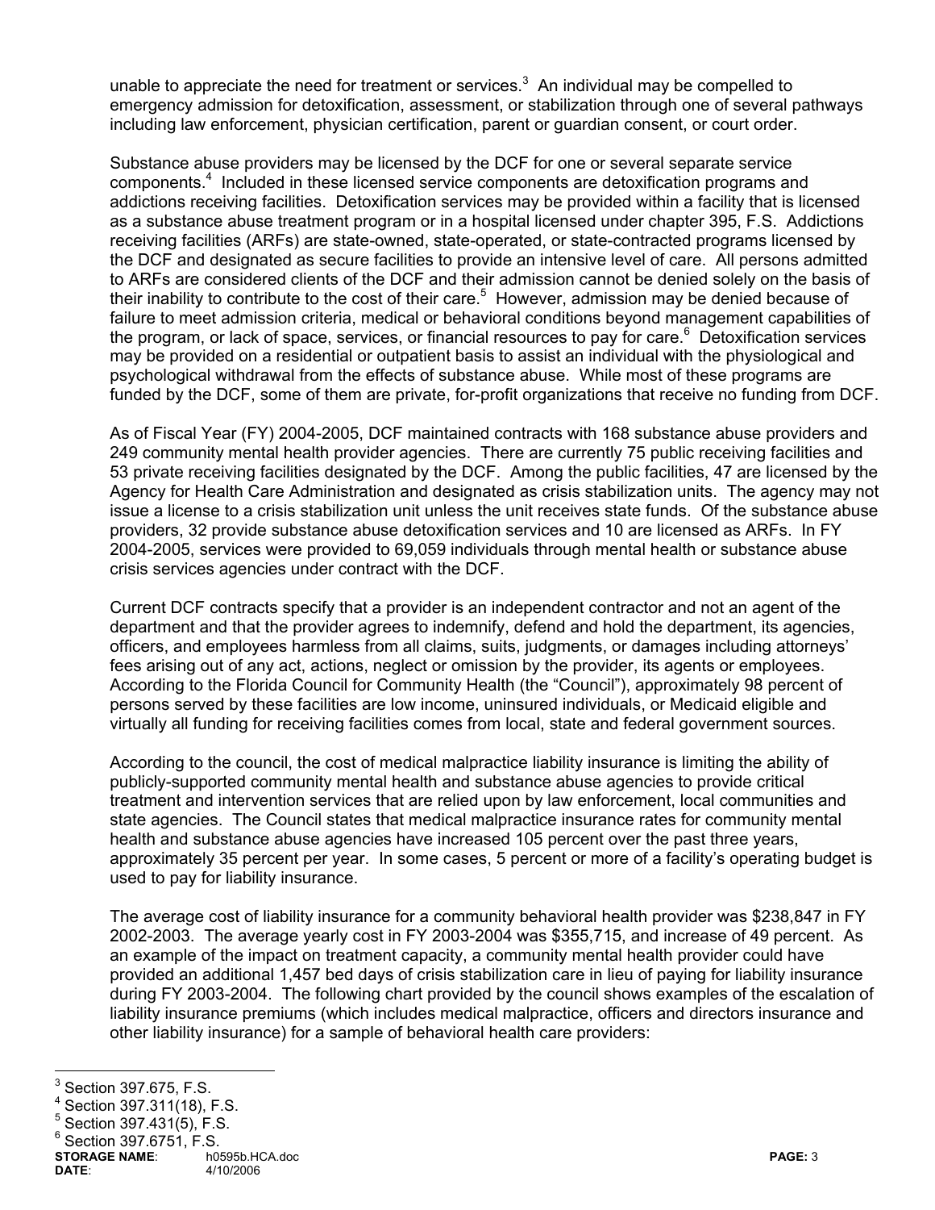unable to appreciate the need for treatment or services.[3] An individual may be compelled to emergency admission for detoxification, assessment, or stabilization through one of several pathways including law enforcement, physician certification, parent or guardian consent, or court order.

Substance abuse providers may be licensed by the DCF for one or several separate service components.[4] Included in these licensed service components are detoxification programs and addictions receiving facilities. Detoxification services may be provided within a facility that is licensed as a substance abuse treatment program or in a hospital licensed under chapter 395, F.S. Addictions receiving facilities (ARFs) are state-owned, state-operated, or state-contracted programs licensed by the DCF and designated as secure facilities to provide an intensive level of care. All persons admitted to ARFs are considered clients of the DCF and their admission cannot be denied solely on the basis of their inability to contribute to the cost of their care.[5] However, admission may be denied because of failure to meet admission criteria, medical or behavioral conditions beyond management capabilities of the program, or lack of space, services, or financial resources to pay for care.[6] Detoxification services may be provided on a residential or outpatient basis to assist an individual with the physiological and psychological withdrawal from the effects of substance abuse. While most of these programs are funded by the DCF, some of them are private, for-profit organizations that receive no funding from DCF.

As of Fiscal Year (FY) 2004-2005, DCF maintained contracts with 168 substance abuse providers and 249 community mental health provider agencies. There are currently 75 public receiving facilities and 53 private receiving facilities designated by the DCF. Among the public facilities, 47 are licensed by the Agency for Health Care Administration and designated as crisis stabilization units. The agency may not issue a license to a crisis stabilization unit unless the unit receives state funds. Of the substance abuse providers, 32 provide substance abuse detoxification services and 10 are licensed as ARFs. In FY 2004-2005, services were provided to 69,059 individuals through mental health or substance abuse crisis services agencies under contract with the DCF.

Current DCF contracts specify that a provider is an independent contractor and not an agent of the department and that the provider agrees to indemnify, defend and hold the department, its agencies, officers, and employees harmless from all claims, suits, judgments, or damages including attorneys' fees arising out of any act, actions, neglect or omission by the provider, its agents or employees. According to the Florida Council for Community Health (the "Council"), approximately 98 percent of persons served by these facilities are low income, uninsured individuals, or Medicaid eligible and virtually all funding for receiving facilities comes from local, state and federal government sources.

According to the council, the cost of medical malpractice liability insurance is limiting the ability of publicly-supported community mental health and substance abuse agencies to provide critical treatment and intervention services that are relied upon by law enforcement, local communities and state agencies. The Council states that medical malpractice insurance rates for community mental health and substance abuse agencies have increased 105 percent over the past three years, approximately 35 percent per year. In some cases, 5 percent or more of a facility's operating budget is used to pay for liability insurance.

The average cost of liability insurance for a community behavioral health provider was $238,847 in FY 2002-2003. The average yearly cost in FY 2003-2004 was $355,715, and increase of 49 percent. As an example of the impact on treatment capacity, a community mental health provider could have provided an additional 1,457 bed days of crisis stabilization care in lieu of paying for liability insurance during FY 2003-2004. The following chart provided by the council shows examples of the escalation of liability insurance premiums (which includes medical malpractice, officers and directors insurance and other liability insurance) for a sample of behavioral health care providers:

---

[3] Section 397.675, F.S.

[4] Section 397.311(18), F.S.

[5] Section 397.431(5), F.S.

[6] Section 397.6751, F.S.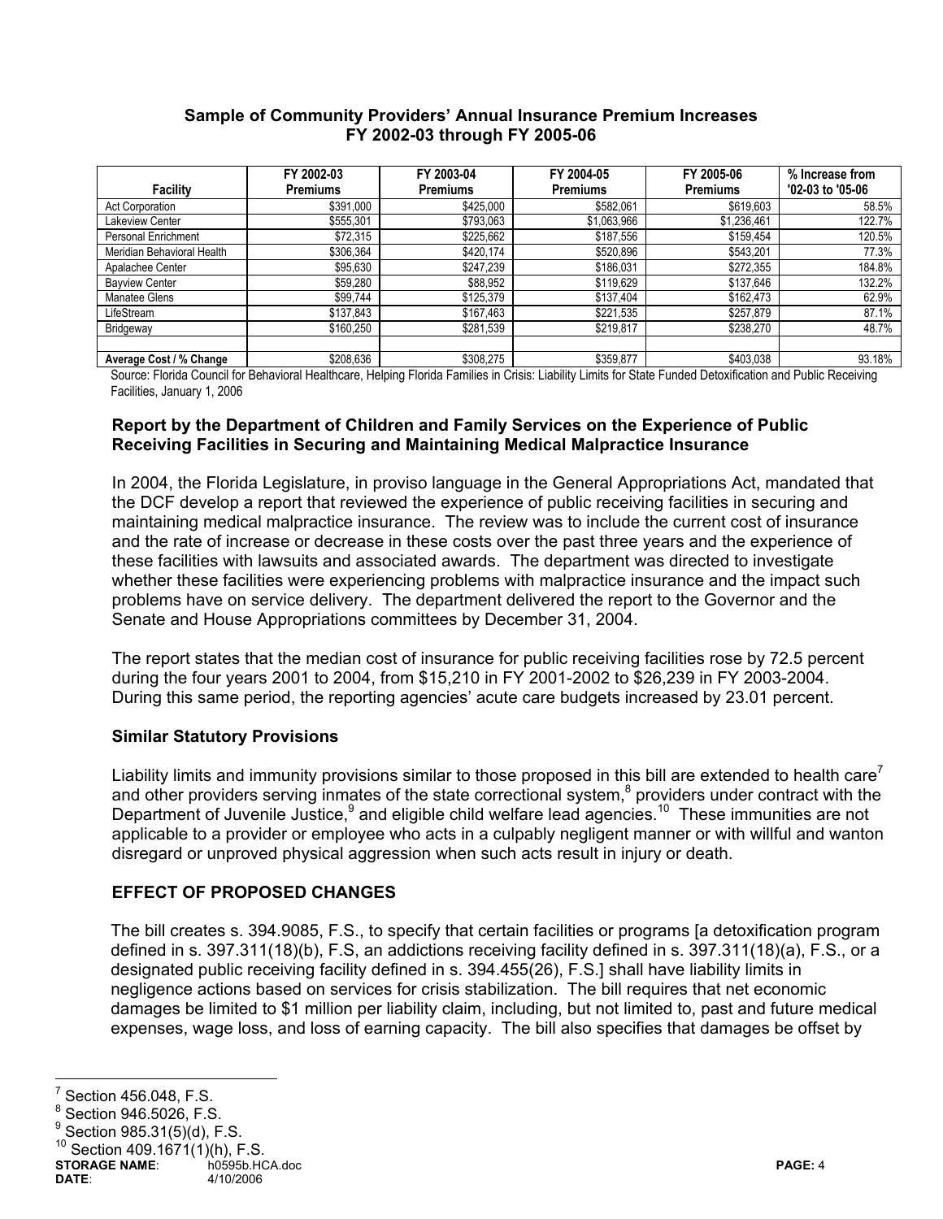**Sample of Community Providers' Annual Insurance Premium Increases FY 2002-03 through FY 2005-06**

| Facility | FY 2002-03 Premiums | FY 2003-04 Premiums | FY 2004-05 Premiums | FY 2005-06 Premiums | % Increase from '02-03 to '05-06 |
|---|---|---|---|---|---|
| Act Corporation | $391,000 | $425,000 | $582,061 | $619,603 | 58.5% |
| Lakeview Center | $555,301 | $793,063 | $1,063,966 | $1,236,461 | 122.7% |
| Personal Enrichment | $72,315 | $225,662 | $187,556 | $159,454 | 120.5% |
| Meridian Behavioral Health | $306,364 | $420,174 | $520,896 | $543,201 | 77.3% |
| Apalachee Center | $95,630 | $247,239 | $186,031 | $272,355 | 184.8% |
| Bayview Center | $59,280 | $88,952 | $119,629 | $137,646 | 132.2% |
| Manatee Glens | $99,744 | $125,379 | $137,404 | $162,473 | 62.9% |
| LifeStream | $137,843 | $167,463 | $221,535 | $257,879 | 87.1% |
| Bridgeway | $160,250 | $281,539 | $219,817 | $238,270 | 48.7% |
| | | | | | |
| **Average Cost / % Change** | $208,636 | $308,275 | $359,877 | $403,038 | 93.18% |

Source: Florida Council for Behavioral Healthcare, Helping Florida Families in Crisis: Liability Limits for State Funded Detoxification and Public Receiving Facilities, January 1, 2006

### Report by the Department of Children and Family Services on the Experience of Public Receiving Facilities in Securing and Maintaining Medical Malpractice Insurance

In 2004, the Florida Legislature, in proviso language in the General Appropriations Act, mandated that the DCF develop a report that reviewed the experience of public receiving facilities in securing and maintaining medical malpractice insurance. The review was to include the current cost of insurance and the rate of increase or decrease in these costs over the past three years and the experience of these facilities with lawsuits and associated awards. The department was directed to investigate whether these facilities were experiencing problems with malpractice insurance and the impact such problems have on service delivery. The department delivered the report to the Governor and the Senate and House Appropriations committees by December 31, 2004.

The report states that the median cost of insurance for public receiving facilities rose by 72.5 percent during the four years 2001 to 2004, from $15,210 in FY 2001-2002 to $26,239 in FY 2003-2004. During this same period, the reporting agencies' acute care budgets increased by 23.01 percent.

### Similar Statutory Provisions

Liability limits and immunity provisions similar to those proposed in this bill are extended to health care[7] and other providers serving inmates of the state correctional system,[8] providers under contract with the Department of Juvenile Justice,[9] and eligible child welfare lead agencies.[10] These immunities are not applicable to a provider or employee who acts in a culpably negligent manner or with willful and wanton disregard or unproved physical aggression when such acts result in injury or death.

## EFFECT OF PROPOSED CHANGES

The bill creates s. 394.9085, F.S., to specify that certain facilities or programs [a detoxification program defined in s. 397.311(18)(b), F.S, an addictions receiving facility defined in s. 397.311(18)(a), F.S., or a designated public receiving facility defined in s. 394.455(26), F.S.] shall have liability limits in negligence actions based on services for crisis stabilization. The bill requires that net economic damages be limited to $1 million per liability claim, including, but not limited to, past and future medical expenses, wage loss, and loss of earning capacity. The bill also specifies that damages be offset by

---

[7] Section 456.048, F.S.

[8] Section 946.5026, F.S.

[9] Section 985.31(5)(d), F.S.

[10] Section 409.1671(1)(h), F.S.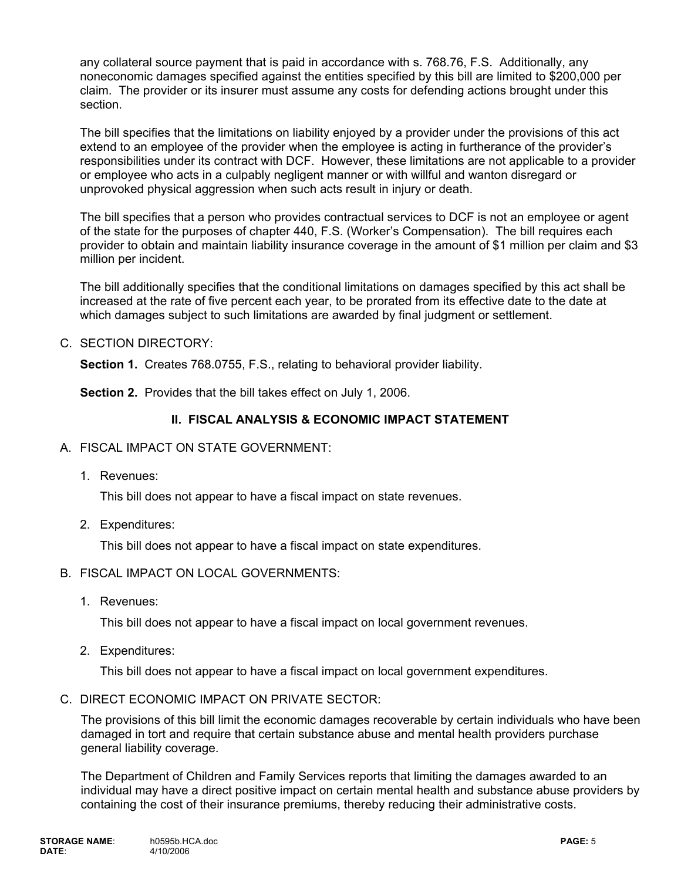any collateral source payment that is paid in accordance with s. 768.76, F.S. Additionally, any noneconomic damages specified against the entities specified by this bill are limited to $200,000 per claim. The provider or its insurer must assume any costs for defending actions brought under this section.

The bill specifies that the limitations on liability enjoyed by a provider under the provisions of this act extend to an employee of the provider when the employee is acting in furtherance of the provider's responsibilities under its contract with DCF. However, these limitations are not applicable to a provider or employee who acts in a culpably negligent manner or with willful and wanton disregard or unprovoked physical aggression when such acts result in injury or death.

The bill specifies that a person who provides contractual services to DCF is not an employee or agent of the state for the purposes of chapter 440, F.S. (Worker's Compensation). The bill requires each provider to obtain and maintain liability insurance coverage in the amount of $1 million per claim and $3 million per incident.

The bill additionally specifies that the conditional limitations on damages specified by this act shall be increased at the rate of five percent each year, to be prorated from its effective date to the date at which damages subject to such limitations are awarded by final judgment or settlement.

C. SECTION DIRECTORY:

**Section 1.** Creates 768.0755, F.S., relating to behavioral provider liability.

**Section 2.** Provides that the bill takes effect on July 1, 2006.

## II. FISCAL ANALYSIS & ECONOMIC IMPACT STATEMENT

A. FISCAL IMPACT ON STATE GOVERNMENT:

1. Revenues:

   This bill does not appear to have a fiscal impact on state revenues.

2. Expenditures:

   This bill does not appear to have a fiscal impact on state expenditures.

B. FISCAL IMPACT ON LOCAL GOVERNMENTS:

1. Revenues:

   This bill does not appear to have a fiscal impact on local government revenues.

2. Expenditures:

   This bill does not appear to have a fiscal impact on local government expenditures.

C. DIRECT ECONOMIC IMPACT ON PRIVATE SECTOR:

The provisions of this bill limit the economic damages recoverable by certain individuals who have been damaged in tort and require that certain substance abuse and mental health providers purchase general liability coverage.

The Department of Children and Family Services reports that limiting the damages awarded to an individual may have a direct positive impact on certain mental health and substance abuse providers by containing the cost of their insurance premiums, thereby reducing their administrative costs.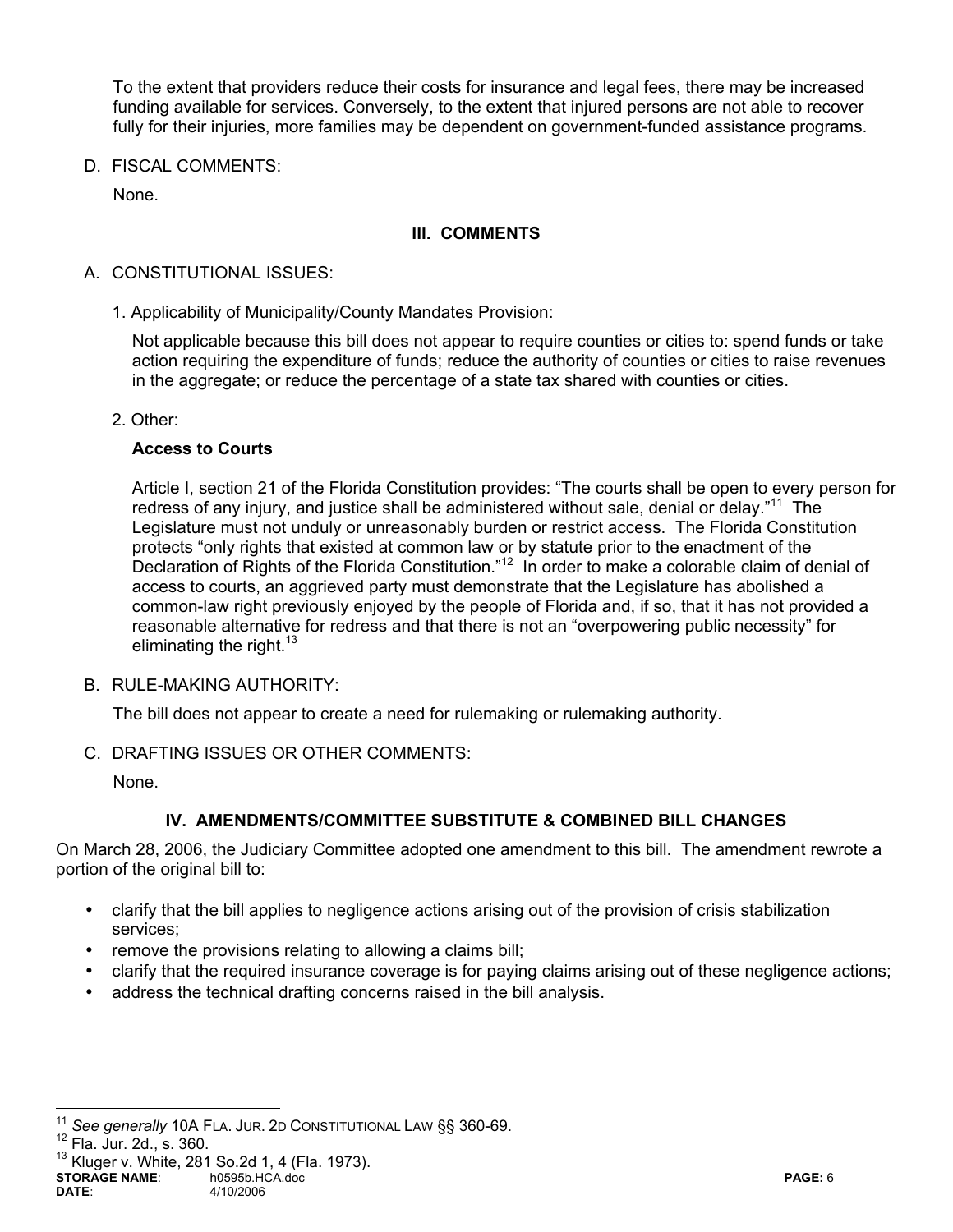To the extent that providers reduce their costs for insurance and legal fees, there may be increased funding available for services. Conversely, to the extent that injured persons are not able to recover fully for their injuries, more families may be dependent on government-funded assistance programs.

D. FISCAL COMMENTS:

None.

## III. COMMENTS

A. CONSTITUTIONAL ISSUES:

1. Applicability of Municipality/County Mandates Provision:

Not applicable because this bill does not appear to require counties or cities to: spend funds or take action requiring the expenditure of funds; reduce the authority of counties or cities to raise revenues in the aggregate; or reduce the percentage of a state tax shared with counties or cities.

2. Other:

**Access to Courts**

Article I, section 21 of the Florida Constitution provides: "The courts shall be open to every person for redress of any injury, and justice shall be administered without sale, denial or delay."[11] The Legislature must not unduly or unreasonably burden or restrict access. The Florida Constitution protects "only rights that existed at common law or by statute prior to the enactment of the Declaration of Rights of the Florida Constitution."[12] In order to make a colorable claim of denial of access to courts, an aggrieved party must demonstrate that the Legislature has abolished a common-law right previously enjoyed by the people of Florida and, if so, that it has not provided a reasonable alternative for redress and that there is not an "overpowering public necessity" for eliminating the right.[13]

B. RULE-MAKING AUTHORITY:

The bill does not appear to create a need for rulemaking or rulemaking authority.

C. DRAFTING ISSUES OR OTHER COMMENTS:

None.

## IV. AMENDMENTS/COMMITTEE SUBSTITUTE & COMBINED BILL CHANGES

On March 28, 2006, the Judiciary Committee adopted one amendment to this bill. The amendment rewrote a portion of the original bill to:

- clarify that the bill applies to negligence actions arising out of the provision of crisis stabilization services;
- remove the provisions relating to allowing a claims bill;
- clarify that the required insurance coverage is for paying claims arising out of these negligence actions;
- address the technical drafting concerns raised in the bill analysis.

---

[11] *See generally* 10A FLA. JUR. 2D CONSTITUTIONAL LAW §§ 360-69.

[12] Fla. Jur. 2d., s. 360.

[13] Kluger v. White, 281 So.2d 1, 4 (Fla. 1973).